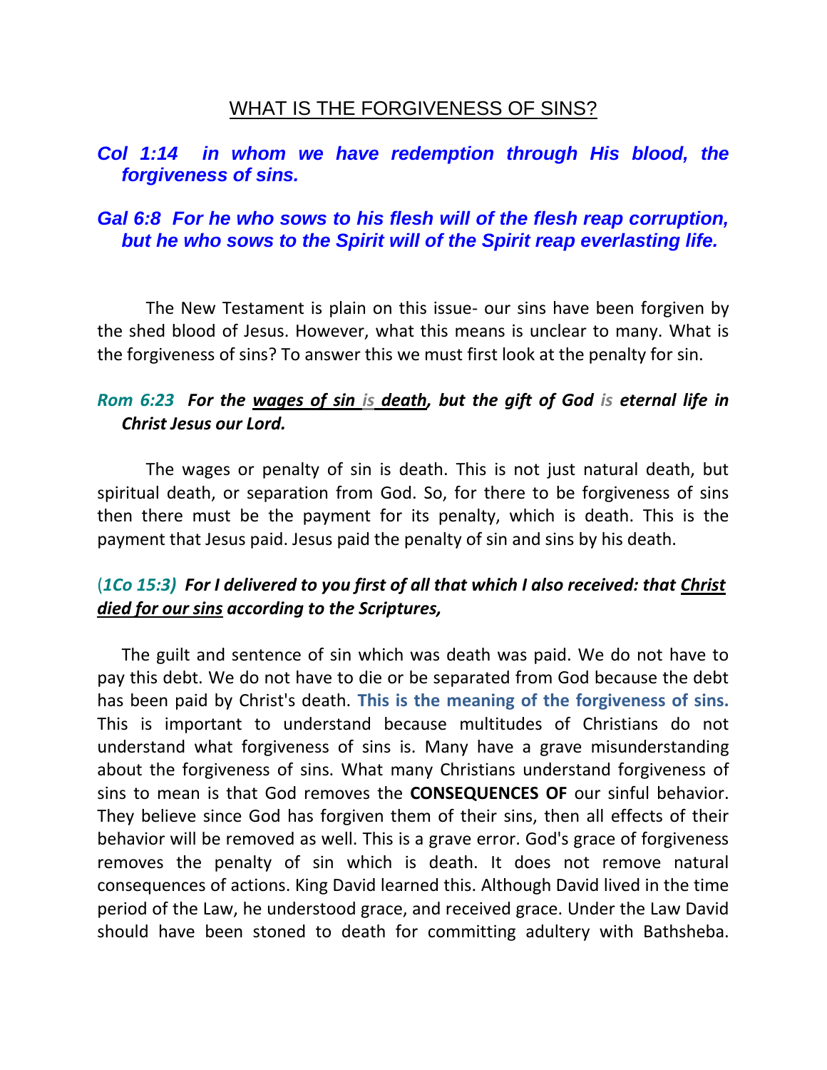# WHAT IS THE FORGIVENESS OF SINS?

***Col 1:14 in whom we have redemption through His blood, the forgiveness of sins.***

***Gal 6:8 For he who sows to his flesh will of the flesh reap corruption, but he who sows to the Spirit will of the Spirit reap everlasting life.***

The New Testament is plain on this issue- our sins have been forgiven by the shed blood of Jesus. However, what this means is unclear to many. What is the forgiveness of sins? To answer this we must first look at the penalty for sin.

***Rom 6:23 For the wages of sin is death, but the gift of God is eternal life in Christ Jesus our Lord.***

The wages or penalty of sin is death. This is not just natural death, but spiritual death, or separation from God. So, for there to be forgiveness of sins then there must be the payment for its penalty, which is death. This is the payment that Jesus paid. Jesus paid the penalty of sin and sins by his death.

***(1Co 15:3) For I delivered to you first of all that which I also received: that Christ died for our sins according to the Scriptures,***

The guilt and sentence of sin which was death was paid. We do not have to pay this debt. We do not have to die or be separated from God because the debt has been paid by Christ's death. **This is the meaning of the forgiveness of sins.** This is important to understand because multitudes of Christians do not understand what forgiveness of sins is. Many have a grave misunderstanding about the forgiveness of sins. What many Christians understand forgiveness of sins to mean is that God removes the **CONSEQUENCES OF** our sinful behavior. They believe since God has forgiven them of their sins, then all effects of their behavior will be removed as well. This is a grave error. God's grace of forgiveness removes the penalty of sin which is death. It does not remove natural consequences of actions. King David learned this. Although David lived in the time period of the Law, he understood grace, and received grace. Under the Law David should have been stoned to death for committing adultery with Bathsheba.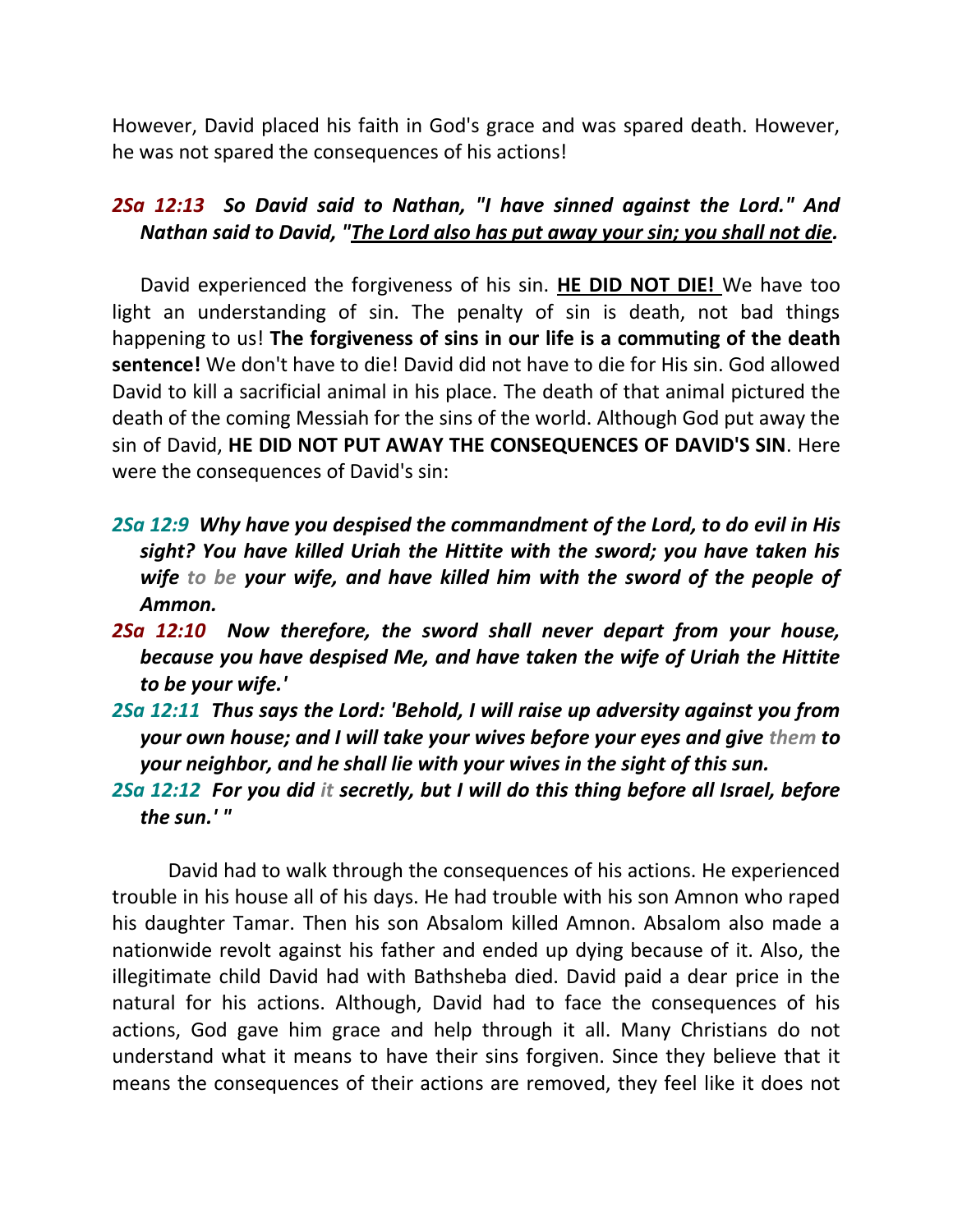However, David placed his faith in God's grace and was spared death. However, he was not spared the consequences of his actions!

***2Sa 12:13  So David said to Nathan, "I have sinned against the Lord." And Nathan said to David, "<u>The Lord also has put away your sin; you shall not die</u>.***

David experienced the forgiveness of his sin. **<u>HE DID NOT DIE!</u>** We have too light an understanding of sin. The penalty of sin is death, not bad things happening to us! **The forgiveness of sins in our life is a commuting of the death sentence!** We don't have to die! David did not have to die for His sin. God allowed David to kill a sacrificial animal in his place. The death of that animal pictured the death of the coming Messiah for the sins of the world. Although God put away the sin of David, **HE DID NOT PUT AWAY THE CONSEQUENCES OF DAVID'S SIN**. Here were the consequences of David's sin:

- ***2Sa 12:9  Why have you despised the commandment of the Lord, to do evil in His sight? You have killed Uriah the Hittite with the sword; you have taken his wife to be your wife, and have killed him with the sword of the people of Ammon.***
- ***2Sa 12:10  Now therefore, the sword shall never depart from your house, because you have despised Me, and have taken the wife of Uriah the Hittite to be your wife.'***
- ***2Sa 12:11  Thus says the Lord: 'Behold, I will raise up adversity against you from your own house; and I will take your wives before your eyes and give them to your neighbor, and he shall lie with your wives in the sight of this sun.***
- ***2Sa 12:12  For you did it secretly, but I will do this thing before all Israel, before the sun.' "***

David had to walk through the consequences of his actions. He experienced trouble in his house all of his days. He had trouble with his son Amnon who raped his daughter Tamar. Then his son Absalom killed Amnon. Absalom also made a nationwide revolt against his father and ended up dying because of it. Also, the illegitimate child David had with Bathsheba died. David paid a dear price in the natural for his actions. Although, David had to face the consequences of his actions, God gave him grace and help through it all. Many Christians do not understand what it means to have their sins forgiven. Since they believe that it means the consequences of their actions are removed, they feel like it does not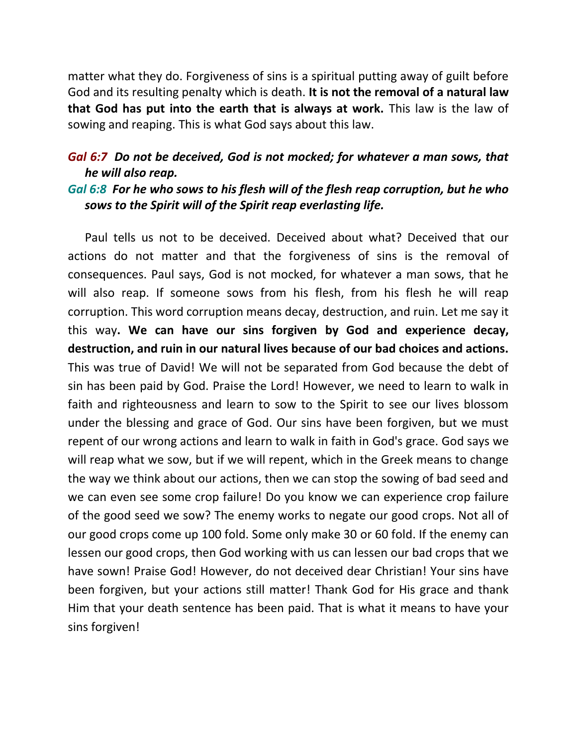matter what they do. Forgiveness of sins is a spiritual putting away of guilt before God and its resulting penalty which is death. **It is not the removal of a natural law that God has put into the earth that is always at work.** This law is the law of sowing and reaping. This is what God says about this law.

***Gal 6:7  Do not be deceived, God is not mocked; for whatever a man sows, that he will also reap.***

***Gal 6:8  For he who sows to his flesh will of the flesh reap corruption, but he who sows to the Spirit will of the Spirit reap everlasting life.***

Paul tells us not to be deceived. Deceived about what? Deceived that our actions do not matter and that the forgiveness of sins is the removal of consequences. Paul says, God is not mocked, for whatever a man sows, that he will also reap. If someone sows from his flesh, from his flesh he will reap corruption. This word corruption means decay, destruction, and ruin. Let me say it this way**. We can have our sins forgiven by God and experience decay, destruction, and ruin in our natural lives because of our bad choices and actions.** This was true of David! We will not be separated from God because the debt of sin has been paid by God. Praise the Lord! However, we need to learn to walk in faith and righteousness and learn to sow to the Spirit to see our lives blossom under the blessing and grace of God. Our sins have been forgiven, but we must repent of our wrong actions and learn to walk in faith in God's grace. God says we will reap what we sow, but if we will repent, which in the Greek means to change the way we think about our actions, then we can stop the sowing of bad seed and we can even see some crop failure! Do you know we can experience crop failure of the good seed we sow? The enemy works to negate our good crops. Not all of our good crops come up 100 fold. Some only make 30 or 60 fold. If the enemy can lessen our good crops, then God working with us can lessen our bad crops that we have sown! Praise God! However, do not deceived dear Christian! Your sins have been forgiven, but your actions still matter! Thank God for His grace and thank Him that your death sentence has been paid. That is what it means to have your sins forgiven!